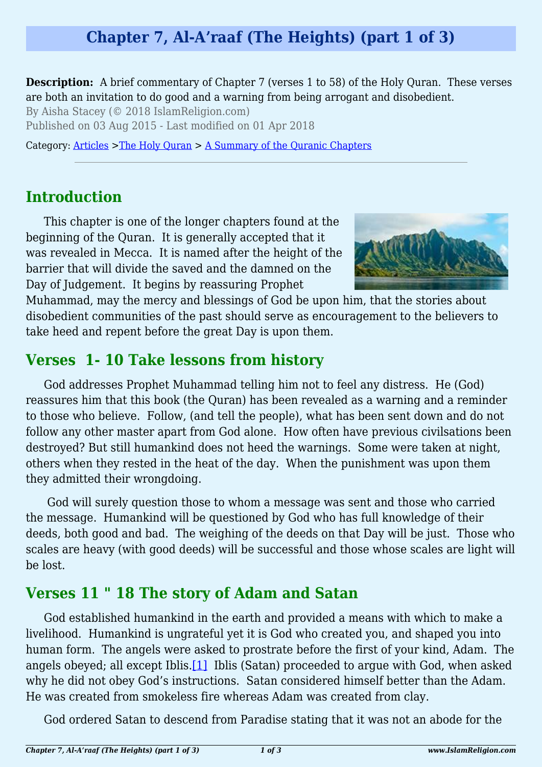# Chapter 7, Al-A'raaf (The Heights) (part 1 of 3)

**Description:** A brief commentary of Chapter 7 (verses 1 to 58) of the Holy Quran. These verses are both an invitation to do good and a warning from being arrogant and disobedient.

By Aisha Stacey (© 2018 IslamReligion.com)

Published on 03 Aug 2015 - Last modified on 01 Apr 2018

Category: Articles >The Holy Quran > A Summary of the Quranic Chapters

---

## Introduction

This chapter is one of the longer chapters found at the beginning of the Quran. It is generally accepted that it was revealed in Mecca. It is named after the height of the barrier that will divide the saved and the damned on the Day of Judgement. It begins by reassuring Prophet Muhammad, may the mercy and blessings of God be upon him, that the stories about disobedient communities of the past should serve as encouragement to the believers to take heed and repent before the great Day is upon them.

## Verses 1- 10 Take lessons from history

God addresses Prophet Muhammad telling him not to feel any distress. He (God) reassures him that this book (the Quran) has been revealed as a warning and a reminder to those who believe. Follow, (and tell the people), what has been sent down and do not follow any other master apart from God alone. How often have previous civilsations been destroyed? But still humankind does not heed the warnings. Some were taken at night, others when they rested in the heat of the day. When the punishment was upon them they admitted their wrongdoing.

God will surely question those to whom a message was sent and those who carried the message. Humankind will be questioned by God who has full knowledge of their deeds, both good and bad. The weighing of the deeds on that Day will be just. Those who scales are heavy (with good deeds) will be successful and those whose scales are light will be lost.

## Verses 11 " 18 The story of Adam and Satan

God established humankind in the earth and provided a means with which to make a livelihood. Humankind is ungrateful yet it is God who created you, and shaped you into human form. The angels were asked to prostrate before the first of your kind, Adam. The angels obeyed; all except Iblis.[1] Iblis (Satan) proceeded to argue with God, when asked why he did not obey God's instructions. Satan considered himself better than the Adam. He was created from smokeless fire whereas Adam was created from clay.

God ordered Satan to descend from Paradise stating that it was not an abode for the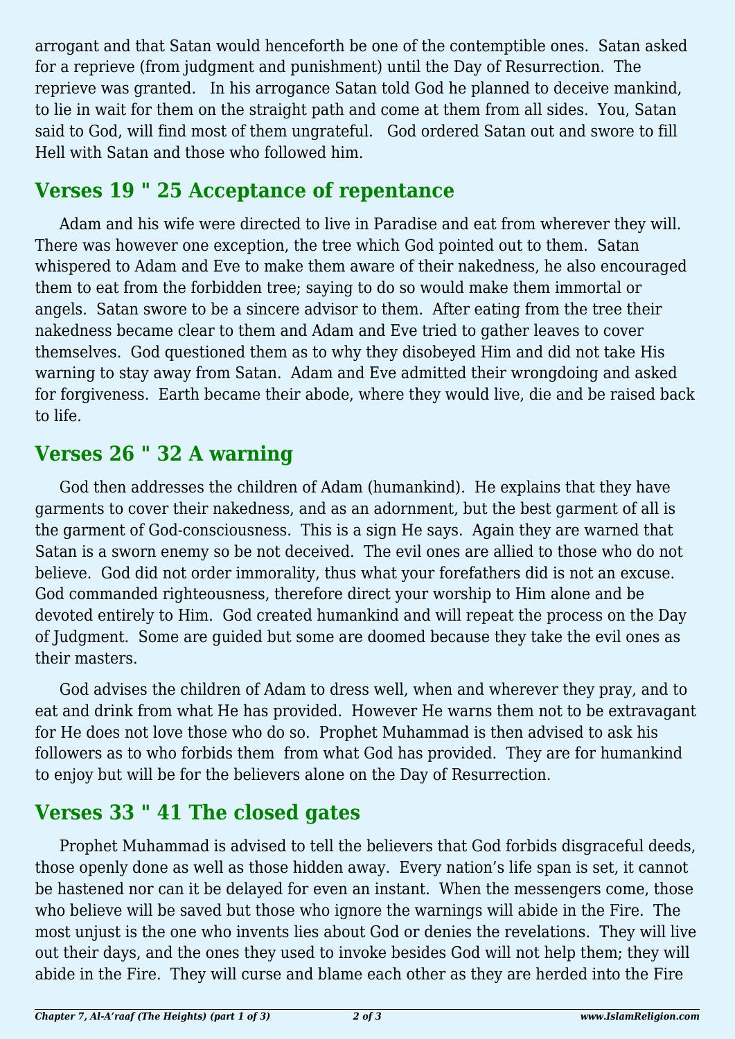arrogant and that Satan would henceforth be one of the contemptible ones. Satan asked for a reprieve (from judgment and punishment) until the Day of Resurrection. The reprieve was granted. In his arrogance Satan told God he planned to deceive mankind, to lie in wait for them on the straight path and come at them from all sides. You, Satan said to God, will find most of them ungrateful. God ordered Satan out and swore to fill Hell with Satan and those who followed him.

## Verses 19 " 25 Acceptance of repentance

Adam and his wife were directed to live in Paradise and eat from wherever they will. There was however one exception, the tree which God pointed out to them. Satan whispered to Adam and Eve to make them aware of their nakedness, he also encouraged them to eat from the forbidden tree; saying to do so would make them immortal or angels. Satan swore to be a sincere advisor to them. After eating from the tree their nakedness became clear to them and Adam and Eve tried to gather leaves to cover themselves. God questioned them as to why they disobeyed Him and did not take His warning to stay away from Satan. Adam and Eve admitted their wrongdoing and asked for forgiveness. Earth became their abode, where they would live, die and be raised back to life.

## Verses 26 " 32 A warning

God then addresses the children of Adam (humankind). He explains that they have garments to cover their nakedness, and as an adornment, but the best garment of all is the garment of God-consciousness. This is a sign He says. Again they are warned that Satan is a sworn enemy so be not deceived. The evil ones are allied to those who do not believe. God did not order immorality, thus what your forefathers did is not an excuse. God commanded righteousness, therefore direct your worship to Him alone and be devoted entirely to Him. God created humankind and will repeat the process on the Day of Judgment. Some are guided but some are doomed because they take the evil ones as their masters.

God advises the children of Adam to dress well, when and wherever they pray, and to eat and drink from what He has provided. However He warns them not to be extravagant for He does not love those who do so. Prophet Muhammad is then advised to ask his followers as to who forbids them from what God has provided. They are for humankind to enjoy but will be for the believers alone on the Day of Resurrection.

## Verses 33 " 41 The closed gates

Prophet Muhammad is advised to tell the believers that God forbids disgraceful deeds, those openly done as well as those hidden away. Every nation's life span is set, it cannot be hastened nor can it be delayed for even an instant. When the messengers come, those who believe will be saved but those who ignore the warnings will abide in the Fire. The most unjust is the one who invents lies about God or denies the revelations. They will live out their days, and the ones they used to invoke besides God will not help them; they will abide in the Fire. They will curse and blame each other as they are herded into the Fire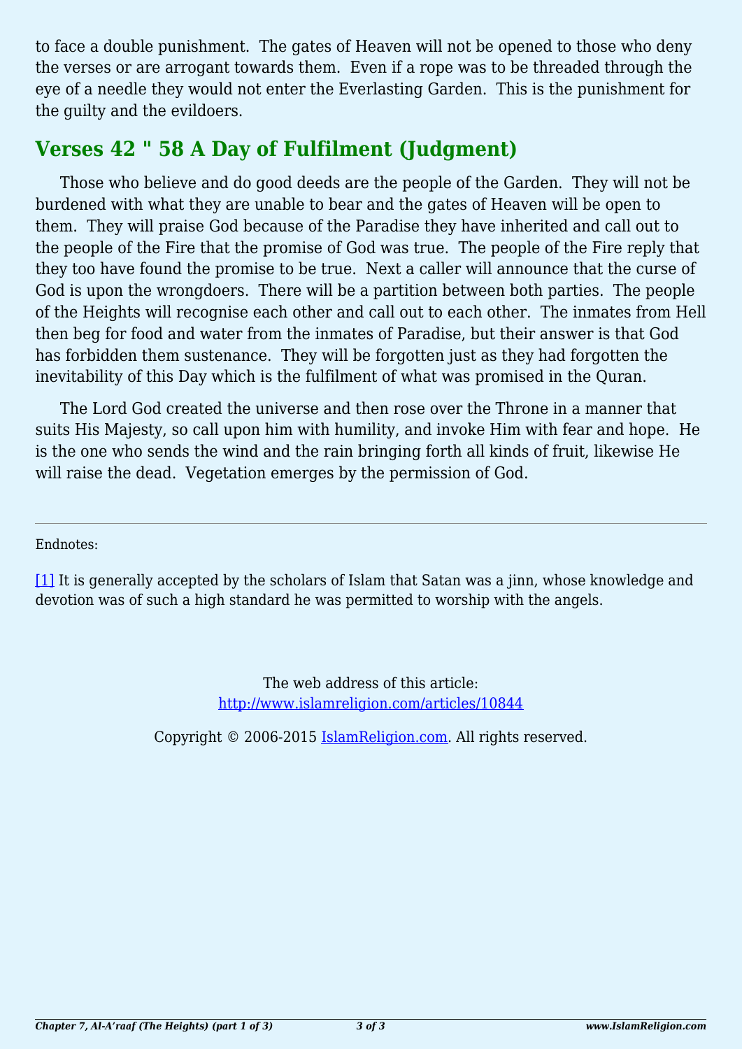to face a double punishment.  The gates of Heaven will not be opened to those who deny the verses or are arrogant towards them.  Even if a rope was to be threaded through the eye of a needle they would not enter the Everlasting Garden.  This is the punishment for the guilty and the evildoers.

## Verses 42 " 58 A Day of Fulfilment (Judgment)

Those who believe and do good deeds are the people of the Garden.  They will not be burdened with what they are unable to bear and the gates of Heaven will be open to them.  They will praise God because of the Paradise they have inherited and call out to the people of the Fire that the promise of God was true.  The people of the Fire reply that they too have found the promise to be true.  Next a caller will announce that the curse of God is upon the wrongdoers.  There will be a partition between both parties.  The people of the Heights will recognise each other and call out to each other.  The inmates from Hell then beg for food and water from the inmates of Paradise, but their answer is that God has forbidden them sustenance.  They will be forgotten just as they had forgotten the inevitability of this Day which is the fulfilment of what was promised in the Quran.

The Lord God created the universe and then rose over the Throne in a manner that suits His Majesty, so call upon him with humility, and invoke Him with fear and hope.  He is the one who sends the wind and the rain bringing forth all kinds of fruit, likewise He will raise the dead.  Vegetation emerges by the permission of God.

---

Endnotes:

[1] It is generally accepted by the scholars of Islam that Satan was a jinn, whose knowledge and devotion was of such a high standard he was permitted to worship with the angels.

The web address of this article:
http://www.islamreligion.com/articles/10844

Copyright © 2006-2015 IslamReligion.com. All rights reserved.